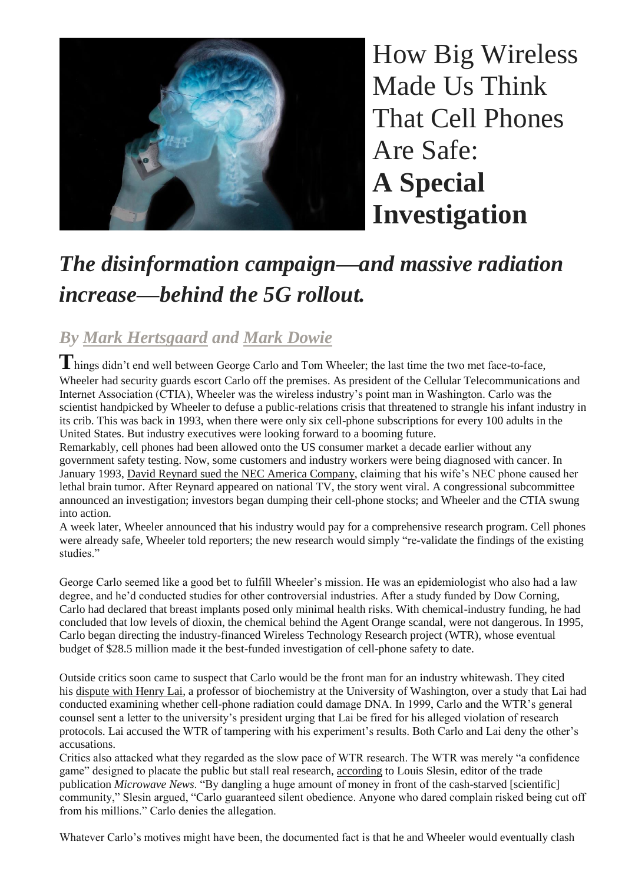# How Big Wireless Made Us Think That Cell Phones Are Safe: **A Special Investigation**

## *The disinformation campaign—and massive radiation increase—behind the 5G rollout.*

### *By Mark Hertsgaard and Mark Dowie*

**T**hings didn't end well between George Carlo and Tom Wheeler; the last time the two met face-to-face, Wheeler had security guards escort Carlo off the premises. As president of the Cellular Telecommunications and Internet Association (CTIA), Wheeler was the wireless industry's point man in Washington. Carlo was the scientist handpicked by Wheeler to defuse a public-relations crisis that threatened to strangle his infant industry in its crib. This was back in 1993, when there were only six cell-phone subscriptions for every 100 adults in the United States. But industry executives were looking forward to a booming future.

Remarkably, cell phones had been allowed onto the US consumer market a decade earlier without any government safety testing. Now, some customers and industry workers were being diagnosed with cancer. In January 1993, David Reynard sued the NEC America Company, claiming that his wife's NEC phone caused her lethal brain tumor. After Reynard appeared on national TV, the story went viral. A congressional subcommittee announced an investigation; investors began dumping their cell-phone stocks; and Wheeler and the CTIA swung into action.

A week later, Wheeler announced that his industry would pay for a comprehensive research program. Cell phones were already safe, Wheeler told reporters; the new research would simply "re-validate the findings of the existing studies."

George Carlo seemed like a good bet to fulfill Wheeler's mission. He was an epidemiologist who also had a law degree, and he'd conducted studies for other controversial industries. After a study funded by Dow Corning, Carlo had declared that breast implants posed only minimal health risks. With chemical-industry funding, he had concluded that low levels of dioxin, the chemical behind the Agent Orange scandal, were not dangerous. In 1995, Carlo began directing the industry-financed Wireless Technology Research project (WTR), whose eventual budget of $28.5 million made it the best-funded investigation of cell-phone safety to date.

Outside critics soon came to suspect that Carlo would be the front man for an industry whitewash. They cited his dispute with Henry Lai, a professor of biochemistry at the University of Washington, over a study that Lai had conducted examining whether cell-phone radiation could damage DNA. In 1999, Carlo and the WTR's general counsel sent a letter to the university's president urging that Lai be fired for his alleged violation of research protocols. Lai accused the WTR of tampering with his experiment's results. Both Carlo and Lai deny the other's accusations.

Critics also attacked what they regarded as the slow pace of WTR research. The WTR was merely "a confidence game" designed to placate the public but stall real research, according to Louis Slesin, editor of the trade publication *Microwave News*. "By dangling a huge amount of money in front of the cash-starved [scientific] community," Slesin argued, "Carlo guaranteed silent obedience. Anyone who dared complain risked being cut off from his millions." Carlo denies the allegation.

Whatever Carlo's motives might have been, the documented fact is that he and Wheeler would eventually clash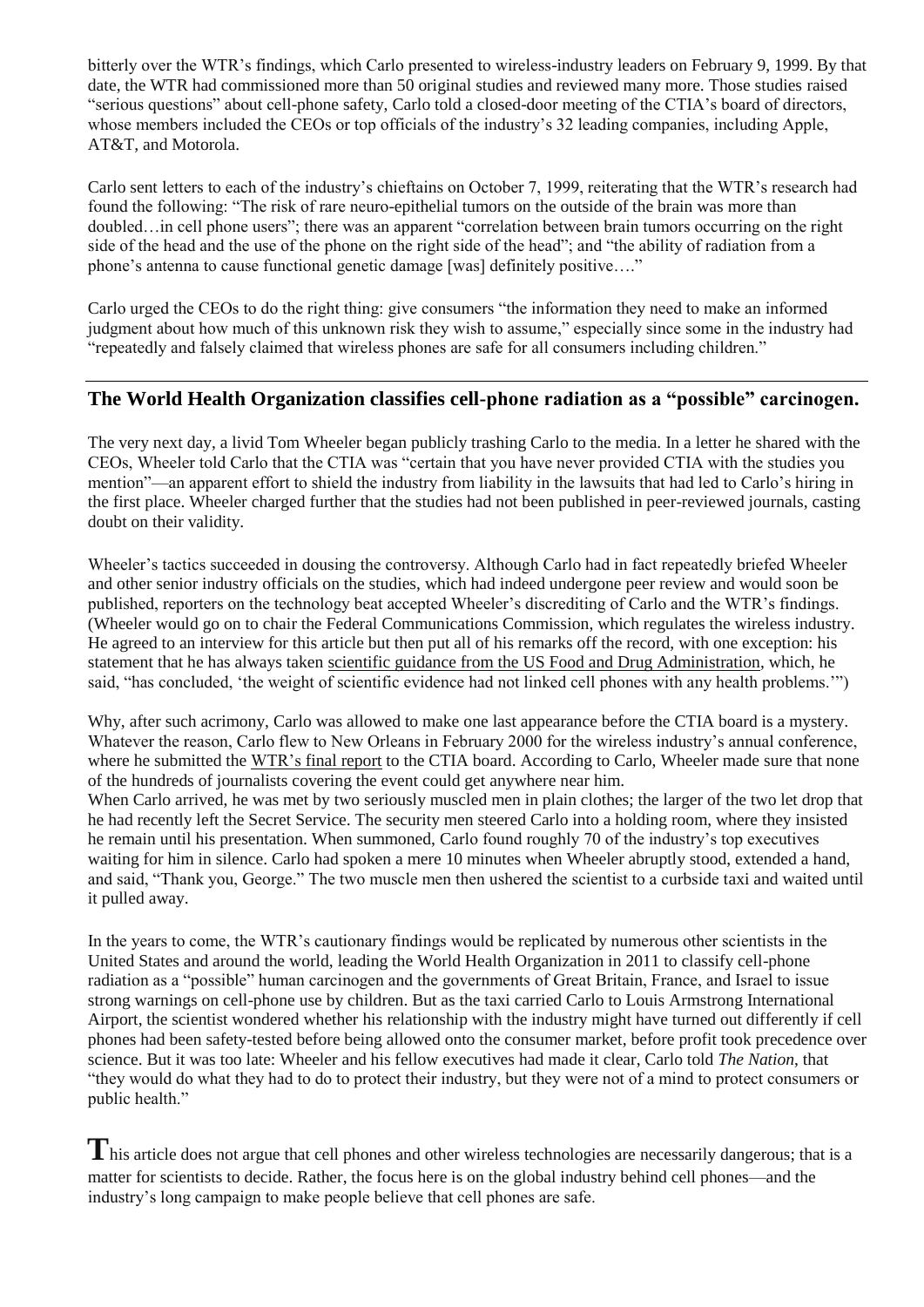bitterly over the WTR's findings, which Carlo presented to wireless-industry leaders on February 9, 1999. By that date, the WTR had commissioned more than 50 original studies and reviewed many more. Those studies raised "serious questions" about cell-phone safety, Carlo told a closed-door meeting of the CTIA's board of directors, whose members included the CEOs or top officials of the industry's 32 leading companies, including Apple, AT&T, and Motorola.

Carlo sent letters to each of the industry's chieftains on October 7, 1999, reiterating that the WTR's research had found the following: "The risk of rare neuro-epithelial tumors on the outside of the brain was more than doubled…in cell phone users"; there was an apparent "correlation between brain tumors occurring on the right side of the head and the use of the phone on the right side of the head"; and "the ability of radiation from a phone's antenna to cause functional genetic damage [was] definitely positive…."

Carlo urged the CEOs to do the right thing: give consumers "the information they need to make an informed judgment about how much of this unknown risk they wish to assume," especially since some in the industry had "repeatedly and falsely claimed that wireless phones are safe for all consumers including children."

---

## The World Health Organization classifies cell-phone radiation as a "possible" carcinogen.

The very next day, a livid Tom Wheeler began publicly trashing Carlo to the media. In a letter he shared with the CEOs, Wheeler told Carlo that the CTIA was "certain that you have never provided CTIA with the studies you mention"—an apparent effort to shield the industry from liability in the lawsuits that had led to Carlo's hiring in the first place. Wheeler charged further that the studies had not been published in peer-reviewed journals, casting doubt on their validity.

Wheeler's tactics succeeded in dousing the controversy. Although Carlo had in fact repeatedly briefed Wheeler and other senior industry officials on the studies, which had indeed undergone peer review and would soon be published, reporters on the technology beat accepted Wheeler's discrediting of Carlo and the WTR's findings. (Wheeler would go on to chair the Federal Communications Commission, which regulates the wireless industry. He agreed to an interview for this article but then put all of his remarks off the record, with one exception: his statement that he has always taken scientific guidance from the US Food and Drug Administration, which, he said, "has concluded, 'the weight of scientific evidence had not linked cell phones with any health problems.'")

Why, after such acrimony, Carlo was allowed to make one last appearance before the CTIA board is a mystery. Whatever the reason, Carlo flew to New Orleans in February 2000 for the wireless industry's annual conference, where he submitted the WTR's final report to the CTIA board. According to Carlo, Wheeler made sure that none of the hundreds of journalists covering the event could get anywhere near him.

When Carlo arrived, he was met by two seriously muscled men in plain clothes; the larger of the two let drop that he had recently left the Secret Service. The security men steered Carlo into a holding room, where they insisted he remain until his presentation. When summoned, Carlo found roughly 70 of the industry's top executives waiting for him in silence. Carlo had spoken a mere 10 minutes when Wheeler abruptly stood, extended a hand, and said, "Thank you, George." The two muscle men then ushered the scientist to a curbside taxi and waited until it pulled away.

In the years to come, the WTR's cautionary findings would be replicated by numerous other scientists in the United States and around the world, leading the World Health Organization in 2011 to classify cell-phone radiation as a "possible" human carcinogen and the governments of Great Britain, France, and Israel to issue strong warnings on cell-phone use by children. But as the taxi carried Carlo to Louis Armstrong International Airport, the scientist wondered whether his relationship with the industry might have turned out differently if cell phones had been safety-tested before being allowed onto the consumer market, before profit took precedence over science. But it was too late: Wheeler and his fellow executives had made it clear, Carlo told *The Nation*, that "they would do what they had to do to protect their industry, but they were not of a mind to protect consumers or public health."

**T**his article does not argue that cell phones and other wireless technologies are necessarily dangerous; that is a matter for scientists to decide. Rather, the focus here is on the global industry behind cell phones—and the industry's long campaign to make people believe that cell phones are safe.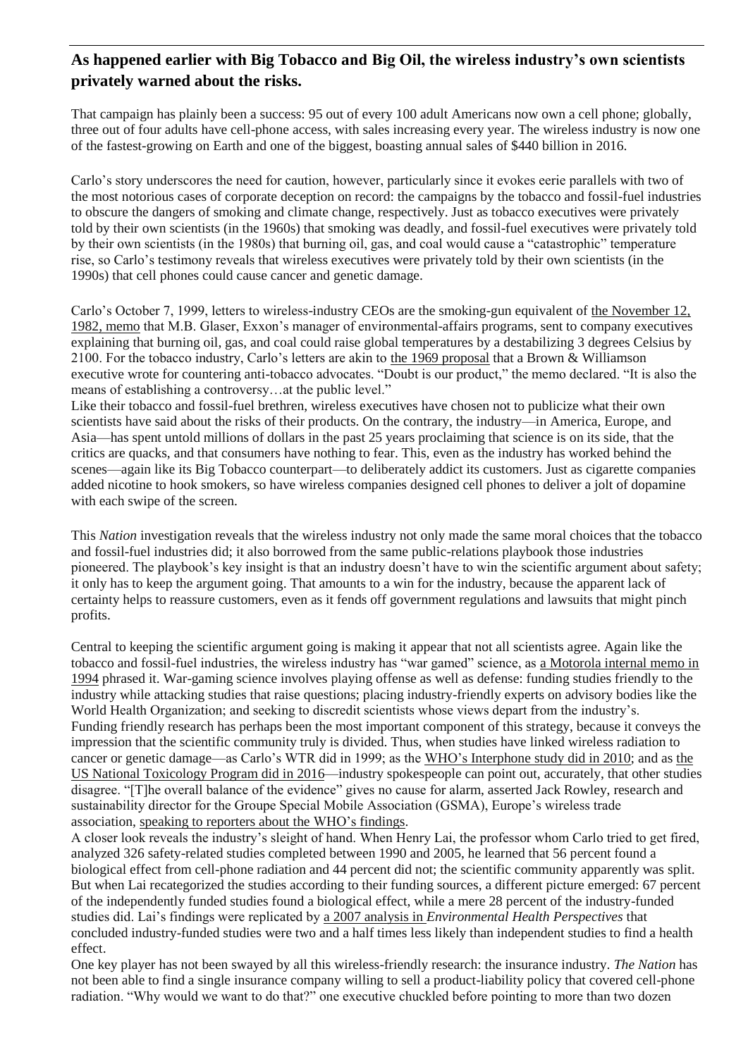## As happened earlier with Big Tobacco and Big Oil, the wireless industry's own scientists privately warned about the risks.

That campaign has plainly been a success: 95 out of every 100 adult Americans now own a cell phone; globally, three out of four adults have cell-phone access, with sales increasing every year. The wireless industry is now one of the fastest-growing on Earth and one of the biggest, boasting annual sales of $440 billion in 2016.

Carlo's story underscores the need for caution, however, particularly since it evokes eerie parallels with two of the most notorious cases of corporate deception on record: the campaigns by the tobacco and fossil-fuel industries to obscure the dangers of smoking and climate change, respectively. Just as tobacco executives were privately told by their own scientists (in the 1960s) that smoking was deadly, and fossil-fuel executives were privately told by their own scientists (in the 1980s) that burning oil, gas, and coal would cause a "catastrophic" temperature rise, so Carlo's testimony reveals that wireless executives were privately told by their own scientists (in the 1990s) that cell phones could cause cancer and genetic damage.

Carlo's October 7, 1999, letters to wireless-industry CEOs are the smoking-gun equivalent of the November 12, 1982, memo that M.B. Glaser, Exxon's manager of environmental-affairs programs, sent to company executives explaining that burning oil, gas, and coal could raise global temperatures by a destabilizing 3 degrees Celsius by 2100. For the tobacco industry, Carlo's letters are akin to the 1969 proposal that a Brown & Williamson executive wrote for countering anti-tobacco advocates. "Doubt is our product," the memo declared. "It is also the means of establishing a controversy…at the public level."

Like their tobacco and fossil-fuel brethren, wireless executives have chosen not to publicize what their own scientists have said about the risks of their products. On the contrary, the industry—in America, Europe, and Asia—has spent untold millions of dollars in the past 25 years proclaiming that science is on its side, that the critics are quacks, and that consumers have nothing to fear. This, even as the industry has worked behind the scenes—again like its Big Tobacco counterpart—to deliberately addict its customers. Just as cigarette companies added nicotine to hook smokers, so have wireless companies designed cell phones to deliver a jolt of dopamine with each swipe of the screen.

This *Nation* investigation reveals that the wireless industry not only made the same moral choices that the tobacco and fossil-fuel industries did; it also borrowed from the same public-relations playbook those industries pioneered. The playbook's key insight is that an industry doesn't have to win the scientific argument about safety; it only has to keep the argument going. That amounts to a win for the industry, because the apparent lack of certainty helps to reassure customers, even as it fends off government regulations and lawsuits that might pinch profits.

Central to keeping the scientific argument going is making it appear that not all scientists agree. Again like the tobacco and fossil-fuel industries, the wireless industry has "war gamed" science, as a Motorola internal memo in 1994 phrased it. War-gaming science involves playing offense as well as defense: funding studies friendly to the industry while attacking studies that raise questions; placing industry-friendly experts on advisory bodies like the World Health Organization; and seeking to discredit scientists whose views depart from the industry's.

Funding friendly research has perhaps been the most important component of this strategy, because it conveys the impression that the scientific community truly is divided. Thus, when studies have linked wireless radiation to cancer or genetic damage—as Carlo's WTR did in 1999; as the WHO's Interphone study did in 2010; and as the US National Toxicology Program did in 2016—industry spokespeople can point out, accurately, that other studies disagree. "[T]he overall balance of the evidence" gives no cause for alarm, asserted Jack Rowley, research and sustainability director for the Groupe Special Mobile Association (GSMA), Europe's wireless trade association, speaking to reporters about the WHO's findings.

A closer look reveals the industry's sleight of hand. When Henry Lai, the professor whom Carlo tried to get fired, analyzed 326 safety-related studies completed between 1990 and 2005, he learned that 56 percent found a biological effect from cell-phone radiation and 44 percent did not; the scientific community apparently was split. But when Lai recategorized the studies according to their funding sources, a different picture emerged: 67 percent of the independently funded studies found a biological effect, while a mere 28 percent of the industry-funded studies did. Lai's findings were replicated by a 2007 analysis in *Environmental Health Perspectives* that concluded industry-funded studies were two and a half times less likely than independent studies to find a health effect.

One key player has not been swayed by all this wireless-friendly research: the insurance industry. *The Nation* has not been able to find a single insurance company willing to sell a product-liability policy that covered cell-phone radiation. "Why would we want to do that?" one executive chuckled before pointing to more than two dozen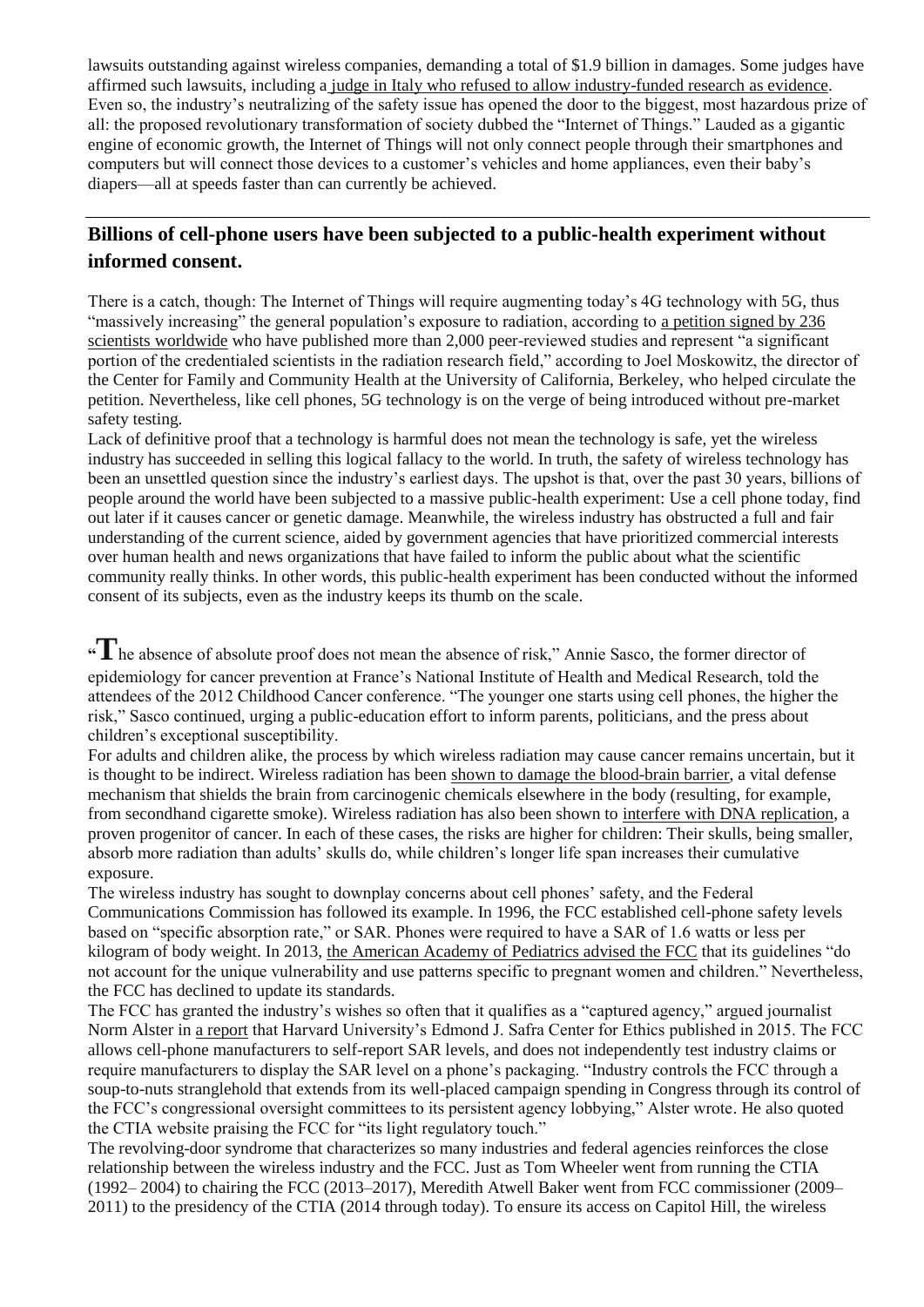lawsuits outstanding against wireless companies, demanding a total of $1.9 billion in damages. Some judges have affirmed such lawsuits, including a judge in Italy who refused to allow industry-funded research as evidence. Even so, the industry's neutralizing of the safety issue has opened the door to the biggest, most hazardous prize of all: the proposed revolutionary transformation of society dubbed the "Internet of Things." Lauded as a gigantic engine of economic growth, the Internet of Things will not only connect people through their smartphones and computers but will connect those devices to a customer's vehicles and home appliances, even their baby's diapers—all at speeds faster than can currently be achieved.

---

## Billions of cell-phone users have been subjected to a public-health experiment without informed consent.

There is a catch, though: The Internet of Things will require augmenting today's 4G technology with 5G, thus "massively increasing" the general population's exposure to radiation, according to a petition signed by 236 scientists worldwide who have published more than 2,000 peer-reviewed studies and represent "a significant portion of the credentialed scientists in the radiation research field," according to Joel Moskowitz, the director of the Center for Family and Community Health at the University of California, Berkeley, who helped circulate the petition. Nevertheless, like cell phones, 5G technology is on the verge of being introduced without pre-market safety testing.

Lack of definitive proof that a technology is harmful does not mean the technology is safe, yet the wireless industry has succeeded in selling this logical fallacy to the world. In truth, the safety of wireless technology has been an unsettled question since the industry's earliest days. The upshot is that, over the past 30 years, billions of people around the world have been subjected to a massive public-health experiment: Use a cell phone today, find out later if it causes cancer or genetic damage. Meanwhile, the wireless industry has obstructed a full and fair understanding of the current science, aided by government agencies that have prioritized commercial interests over human health and news organizations that have failed to inform the public about what the scientific community really thinks. In other words, this public-health experiment has been conducted without the informed consent of its subjects, even as the industry keeps its thumb on the scale.

"The absence of absolute proof does not mean the absence of risk," Annie Sasco, the former director of epidemiology for cancer prevention at France's National Institute of Health and Medical Research, told the attendees of the 2012 Childhood Cancer conference. "The younger one starts using cell phones, the higher the risk," Sasco continued, urging a public-education effort to inform parents, politicians, and the press about children's exceptional susceptibility.

For adults and children alike, the process by which wireless radiation may cause cancer remains uncertain, but it is thought to be indirect. Wireless radiation has been shown to damage the blood-brain barrier, a vital defense mechanism that shields the brain from carcinogenic chemicals elsewhere in the body (resulting, for example, from secondhand cigarette smoke). Wireless radiation has also been shown to interfere with DNA replication, a proven progenitor of cancer. In each of these cases, the risks are higher for children: Their skulls, being smaller, absorb more radiation than adults' skulls do, while children's longer life span increases their cumulative exposure.

The wireless industry has sought to downplay concerns about cell phones' safety, and the Federal Communications Commission has followed its example. In 1996, the FCC established cell-phone safety levels based on "specific absorption rate," or SAR. Phones were required to have a SAR of 1.6 watts or less per kilogram of body weight. In 2013, the American Academy of Pediatrics advised the FCC that its guidelines "do not account for the unique vulnerability and use patterns specific to pregnant women and children." Nevertheless, the FCC has declined to update its standards.

The FCC has granted the industry's wishes so often that it qualifies as a "captured agency," argued journalist Norm Alster in a report that Harvard University's Edmond J. Safra Center for Ethics published in 2015. The FCC allows cell-phone manufacturers to self-report SAR levels, and does not independently test industry claims or require manufacturers to display the SAR level on a phone's packaging. "Industry controls the FCC through a soup-to-nuts stranglehold that extends from its well-placed campaign spending in Congress through its control of the FCC's congressional oversight committees to its persistent agency lobbying," Alster wrote. He also quoted the CTIA website praising the FCC for "its light regulatory touch."

The revolving-door syndrome that characterizes so many industries and federal agencies reinforces the close relationship between the wireless industry and the FCC. Just as Tom Wheeler went from running the CTIA (1992– 2004) to chairing the FCC (2013–2017), Meredith Atwell Baker went from FCC commissioner (2009–2011) to the presidency of the CTIA (2014 through today). To ensure its access on Capitol Hill, the wireless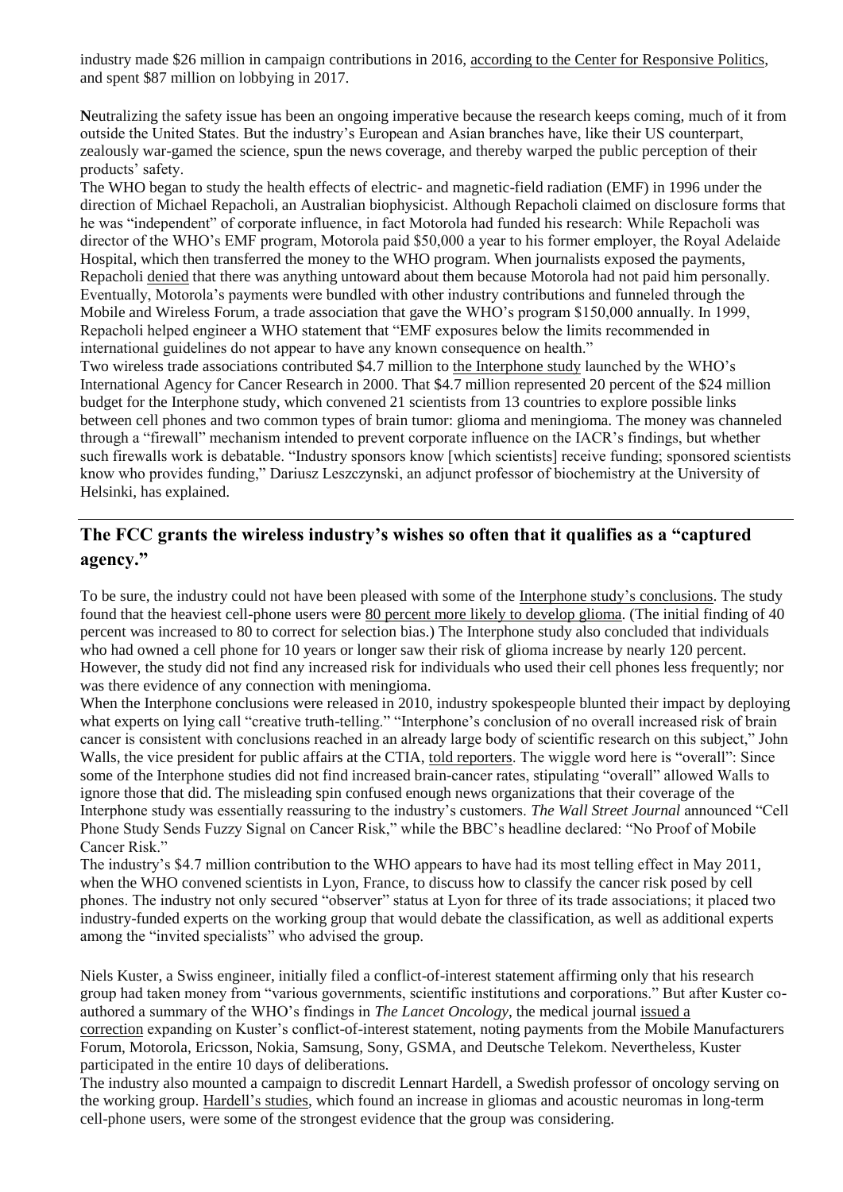industry made $26 million in campaign contributions in 2016, according to the Center for Responsive Politics, and spent $87 million on lobbying in 2017.

**N**eutralizing the safety issue has been an ongoing imperative because the research keeps coming, much of it from outside the United States. But the industry's European and Asian branches have, like their US counterpart, zealously war-gamed the science, spun the news coverage, and thereby warped the public perception of their products' safety.

The WHO began to study the health effects of electric- and magnetic-field radiation (EMF) in 1996 under the direction of Michael Repacholi, an Australian biophysicist. Although Repacholi claimed on disclosure forms that he was "independent" of corporate influence, in fact Motorola had funded his research: While Repacholi was director of the WHO's EMF program, Motorola paid $50,000 a year to his former employer, the Royal Adelaide Hospital, which then transferred the money to the WHO program. When journalists exposed the payments, Repacholi denied that there was anything untoward about them because Motorola had not paid him personally. Eventually, Motorola's payments were bundled with other industry contributions and funneled through the Mobile and Wireless Forum, a trade association that gave the WHO's program $150,000 annually. In 1999, Repacholi helped engineer a WHO statement that "EMF exposures below the limits recommended in international guidelines do not appear to have any known consequence on health."

Two wireless trade associations contributed $4.7 million to the Interphone study launched by the WHO's International Agency for Cancer Research in 2000. That $4.7 million represented 20 percent of the $24 million budget for the Interphone study, which convened 21 scientists from 13 countries to explore possible links between cell phones and two common types of brain tumor: glioma and meningioma. The money was channeled through a "firewall" mechanism intended to prevent corporate influence on the IACR's findings, but whether such firewalls work is debatable. "Industry sponsors know [which scientists] receive funding; sponsored scientists know who provides funding," Dariusz Leszczynski, an adjunct professor of biochemistry at the University of Helsinki, has explained.

## The FCC grants the wireless industry's wishes so often that it qualifies as a "captured agency."

To be sure, the industry could not have been pleased with some of the Interphone study's conclusions. The study found that the heaviest cell-phone users were 80 percent more likely to develop glioma. (The initial finding of 40 percent was increased to 80 to correct for selection bias.) The Interphone study also concluded that individuals who had owned a cell phone for 10 years or longer saw their risk of glioma increase by nearly 120 percent. However, the study did not find any increased risk for individuals who used their cell phones less frequently; nor was there evidence of any connection with meningioma.

When the Interphone conclusions were released in 2010, industry spokespeople blunted their impact by deploying what experts on lying call "creative truth-telling." "Interphone's conclusion of no overall increased risk of brain cancer is consistent with conclusions reached in an already large body of scientific research on this subject," John Walls, the vice president for public affairs at the CTIA, told reporters. The wiggle word here is "overall": Since some of the Interphone studies did not find increased brain-cancer rates, stipulating "overall" allowed Walls to ignore those that did. The misleading spin confused enough news organizations that their coverage of the Interphone study was essentially reassuring to the industry's customers. *The Wall Street Journal* announced "Cell Phone Study Sends Fuzzy Signal on Cancer Risk," while the BBC's headline declared: "No Proof of Mobile Cancer Risk."

The industry's $4.7 million contribution to the WHO appears to have had its most telling effect in May 2011, when the WHO convened scientists in Lyon, France, to discuss how to classify the cancer risk posed by cell phones. The industry not only secured "observer" status at Lyon for three of its trade associations; it placed two industry-funded experts on the working group that would debate the classification, as well as additional experts among the "invited specialists" who advised the group.

Niels Kuster, a Swiss engineer, initially filed a conflict-of-interest statement affirming only that his research group had taken money from "various governments, scientific institutions and corporations." But after Kuster co-authored a summary of the WHO's findings in *The Lancet Oncology*, the medical journal issued a correction expanding on Kuster's conflict-of-interest statement, noting payments from the Mobile Manufacturers Forum, Motorola, Ericsson, Nokia, Samsung, Sony, GSMA, and Deutsche Telekom. Nevertheless, Kuster participated in the entire 10 days of deliberations.

The industry also mounted a campaign to discredit Lennart Hardell, a Swedish professor of oncology serving on the working group. Hardell's studies, which found an increase in gliomas and acoustic neuromas in long-term cell-phone users, were some of the strongest evidence that the group was considering.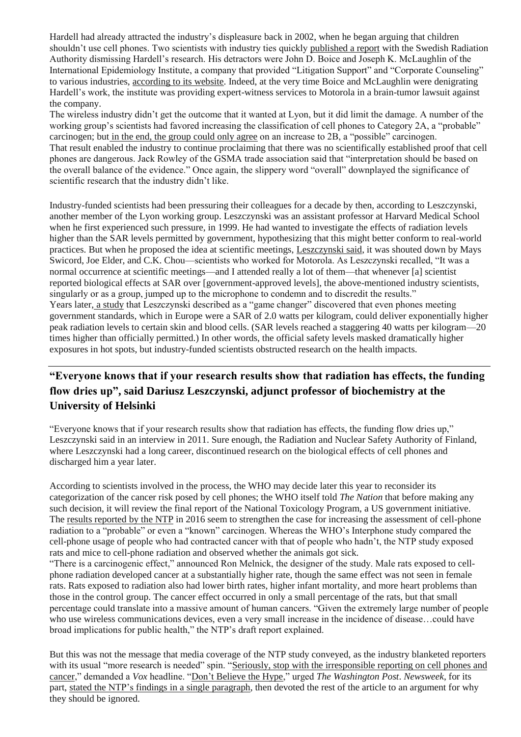Hardell had already attracted the industry's displeasure back in 2002, when he began arguing that children shouldn't use cell phones. Two scientists with industry ties quickly published a report with the Swedish Radiation Authority dismissing Hardell's research. His detractors were John D. Boice and Joseph K. McLaughlin of the International Epidemiology Institute, a company that provided "Litigation Support" and "Corporate Counseling" to various industries, according to its website. Indeed, at the very time Boice and McLaughlin were denigrating Hardell's work, the institute was providing expert-witness services to Motorola in a brain-tumor lawsuit against the company.

The wireless industry didn't get the outcome that it wanted at Lyon, but it did limit the damage. A number of the working group's scientists had favored increasing the classification of cell phones to Category 2A, a "probable" carcinogen; but in the end, the group could only agree on an increase to 2B, a "possible" carcinogen. That result enabled the industry to continue proclaiming that there was no scientifically established proof that cell phones are dangerous. Jack Rowley of the GSMA trade association said that "interpretation should be based on the overall balance of the evidence." Once again, the slippery word "overall" downplayed the significance of scientific research that the industry didn't like.

Industry-funded scientists had been pressuring their colleagues for a decade by then, according to Leszczynski, another member of the Lyon working group. Leszczynski was an assistant professor at Harvard Medical School when he first experienced such pressure, in 1999. He had wanted to investigate the effects of radiation levels higher than the SAR levels permitted by government, hypothesizing that this might better conform to real-world practices. But when he proposed the idea at scientific meetings, Leszczynski said, it was shouted down by Mays Swicord, Joe Elder, and C.K. Chou—scientists who worked for Motorola. As Leszczynski recalled, "It was a normal occurrence at scientific meetings—and I attended really a lot of them—that whenever [a] scientist reported biological effects at SAR over [government-approved levels], the above-mentioned industry scientists, singularly or as a group, jumped up to the microphone to condemn and to discredit the results."

Years later, a study that Leszczynski described as a "game changer" discovered that even phones meeting government standards, which in Europe were a SAR of 2.0 watts per kilogram, could deliver exponentially higher peak radiation levels to certain skin and blood cells. (SAR levels reached a staggering 40 watts per kilogram—20 times higher than officially permitted.) In other words, the official safety levels masked dramatically higher exposures in hot spots, but industry-funded scientists obstructed research on the health impacts.

## "Everyone knows that if your research results show that radiation has effects, the funding flow dries up", said Dariusz Leszczynski, adjunct professor of biochemistry at the University of Helsinki

"Everyone knows that if your research results show that radiation has effects, the funding flow dries up," Leszczynski said in an interview in 2011. Sure enough, the Radiation and Nuclear Safety Authority of Finland, where Leszczynski had a long career, discontinued research on the biological effects of cell phones and discharged him a year later.

According to scientists involved in the process, the WHO may decide later this year to reconsider its categorization of the cancer risk posed by cell phones; the WHO itself told *The Nation* that before making any such decision, it will review the final report of the National Toxicology Program, a US government initiative. The results reported by the NTP in 2016 seem to strengthen the case for increasing the assessment of cell-phone radiation to a "probable" or even a "known" carcinogen. Whereas the WHO's Interphone study compared the cell-phone usage of people who had contracted cancer with that of people who hadn't, the NTP study exposed rats and mice to cell-phone radiation and observed whether the animals got sick.

"There is a carcinogenic effect," announced Ron Melnick, the designer of the study. Male rats exposed to cell-phone radiation developed cancer at a substantially higher rate, though the same effect was not seen in female rats. Rats exposed to radiation also had lower birth rates, higher infant mortality, and more heart problems than those in the control group. The cancer effect occurred in only a small percentage of the rats, but that small percentage could translate into a massive amount of human cancers. "Given the extremely large number of people who use wireless communications devices, even a very small increase in the incidence of disease…could have broad implications for public health," the NTP's draft report explained.

But this was not the message that media coverage of the NTP study conveyed, as the industry blanketed reporters with its usual "more research is needed" spin. "Seriously, stop with the irresponsible reporting on cell phones and cancer," demanded a *Vox* headline. "Don't Believe the Hype," urged *The Washington Post*. *Newsweek*, for its part, stated the NTP's findings in a single paragraph, then devoted the rest of the article to an argument for why they should be ignored.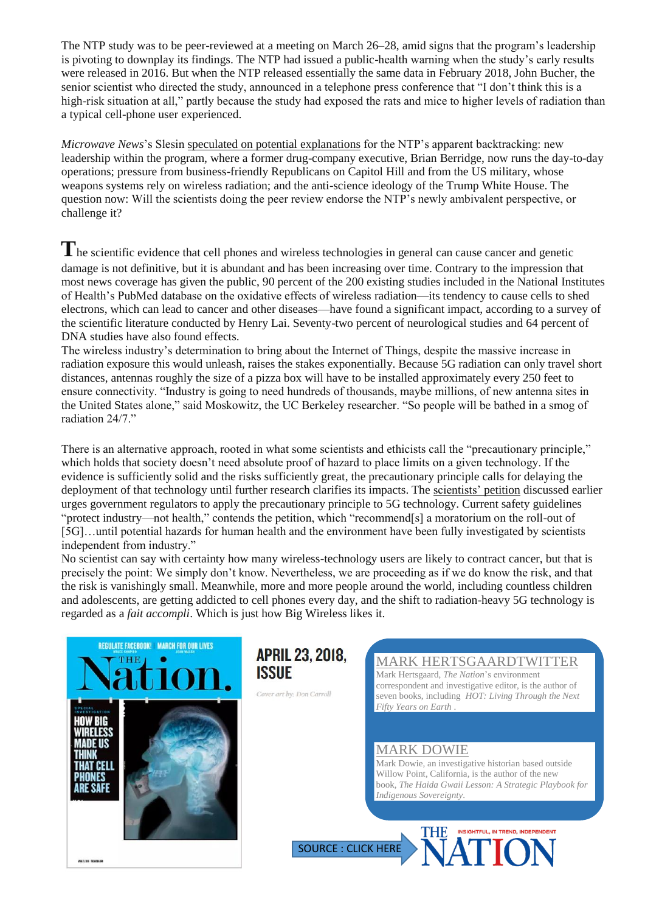The NTP study was to be peer-reviewed at a meeting on March 26–28, amid signs that the program's leadership is pivoting to downplay its findings. The NTP had issued a public-health warning when the study's early results were released in 2016. But when the NTP released essentially the same data in February 2018, John Bucher, the senior scientist who directed the study, announced in a telephone press conference that "I don't think this is a high-risk situation at all," partly because the study had exposed the rats and mice to higher levels of radiation than a typical cell-phone user experienced.

*Microwave News*'s Slesin speculated on potential explanations for the NTP's apparent backtracking: new leadership within the program, where a former drug-company executive, Brian Berridge, now runs the day-to-day operations; pressure from business-friendly Republicans on Capitol Hill and from the US military, whose weapons systems rely on wireless radiation; and the anti-science ideology of the Trump White House. The question now: Will the scientists doing the peer review endorse the NTP's newly ambivalent perspective, or challenge it?

The scientific evidence that cell phones and wireless technologies in general can cause cancer and genetic damage is not definitive, but it is abundant and has been increasing over time. Contrary to the impression that most news coverage has given the public, 90 percent of the 200 existing studies included in the National Institutes of Health's PubMed database on the oxidative effects of wireless radiation—its tendency to cause cells to shed electrons, which can lead to cancer and other diseases—have found a significant impact, according to a survey of the scientific literature conducted by Henry Lai. Seventy-two percent of neurological studies and 64 percent of DNA studies have also found effects.

The wireless industry's determination to bring about the Internet of Things, despite the massive increase in radiation exposure this would unleash, raises the stakes exponentially. Because 5G radiation can only travel short distances, antennas roughly the size of a pizza box will have to be installed approximately every 250 feet to ensure connectivity. "Industry is going to need hundreds of thousands, maybe millions, of new antenna sites in the United States alone," said Moskowitz, the UC Berkeley researcher. "So people will be bathed in a smog of radiation 24/7."

There is an alternative approach, rooted in what some scientists and ethicists call the "precautionary principle," which holds that society doesn't need absolute proof of hazard to place limits on a given technology. If the evidence is sufficiently solid and the risks sufficiently great, the precautionary principle calls for delaying the deployment of that technology until further research clarifies its impacts. The scientists' petition discussed earlier urges government regulators to apply the precautionary principle to 5G technology. Current safety guidelines "protect industry—not health," contends the petition, which "recommend[s] a moratorium on the roll-out of [5G]…until potential hazards for human health and the environment have been fully investigated by scientists independent from industry."

No scientist can say with certainty how many wireless-technology users are likely to contract cancer, but that is precisely the point: We simply don't know. Nevertheless, we are proceeding as if we do know the risk, and that the risk is vanishingly small. Meanwhile, more and more people around the world, including countless children and adolescents, are getting addicted to cell phones every day, and the shift to radiation-heavy 5G technology is regarded as a *fait accompli*. Which is just how Big Wireless likes it.

REGULATE FACEBOOK! MARCH FOR OUR LIVES

THE Nation.

SPECIAL INVESTIGATION

HOW BIG WIRELESS MADE US THINK THAT CELL PHONES ARE SAFE

## APRIL 23, 2018, ISSUE

Cover art by: Don Carroll

**MARK HERTSGAARD TWITTER**

Mark Hertsgaard, *The Nation*'s environment correspondent and investigative editor, is the author of seven books, including *HOT: Living Through the Next Fifty Years on Earth*.

**MARK DOWIE**

Mark Dowie, an investigative historian based outside Willow Point, California, is the author of the new book, *The Haida Gwaii Lesson: A Strategic Playbook for Indigenous Sovereignty*.

SOURCE : CLICK HERE

THE NATION — INSIGHTFUL, IN TREND, INDEPENDENT